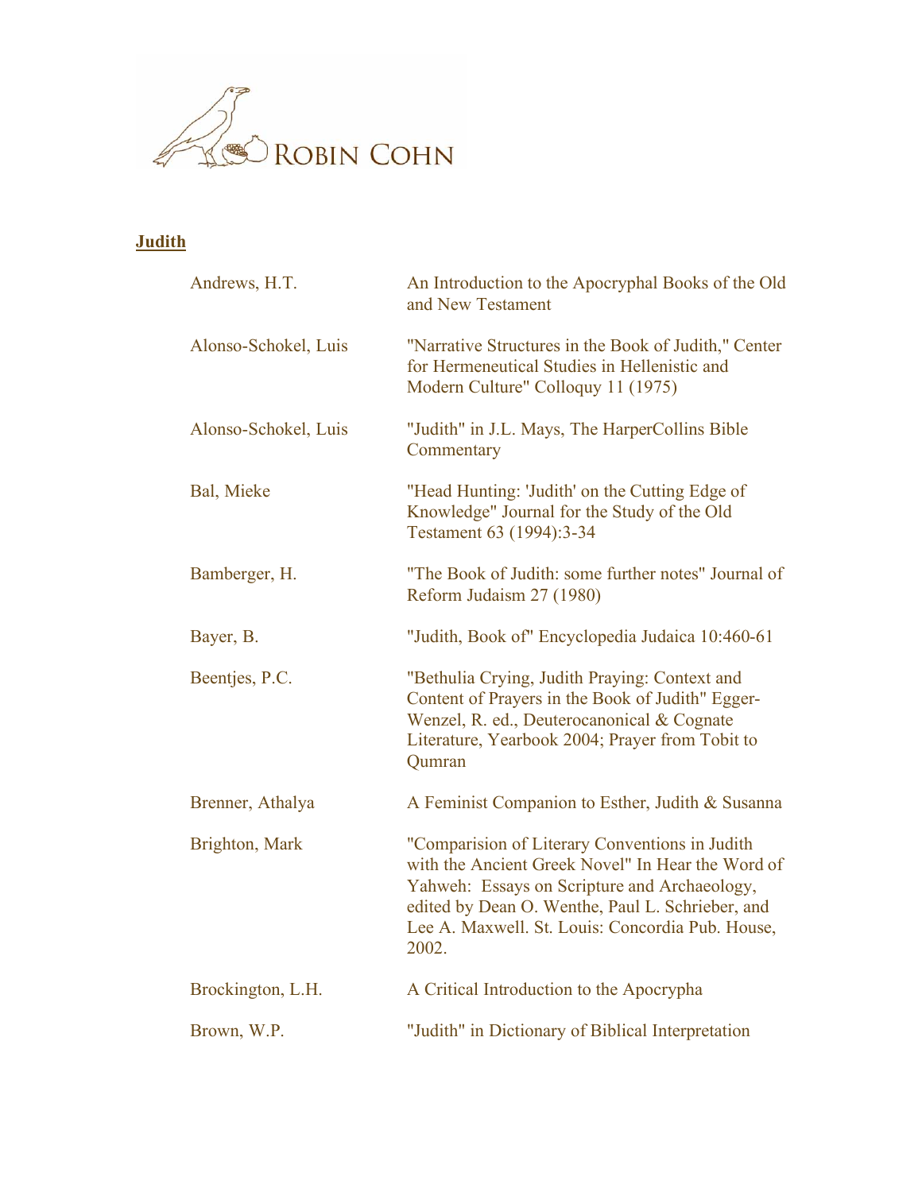ROBIN COHN

## Judith

| | |
|---|---|
| Andrews, H.T. | An Introduction to the Apocryphal Books of the Old and New Testament |
| Alonso-Schokel, Luis | "Narrative Structures in the Book of Judith," Center for Hermeneutical Studies in Hellenistic and Modern Culture" Colloquy 11 (1975) |
| Alonso-Schokel, Luis | "Judith" in J.L. Mays, The HarperCollins Bible Commentary |
| Bal, Mieke | "Head Hunting: 'Judith' on the Cutting Edge of Knowledge" Journal for the Study of the Old Testament 63 (1994):3-34 |
| Bamberger, H. | "The Book of Judith: some further notes" Journal of Reform Judaism 27 (1980) |
| Bayer, B. | "Judith, Book of" Encyclopedia Judaica 10:460-61 |
| Beentjes, P.C. | "Bethulia Crying, Judith Praying: Context and Content of Prayers in the Book of Judith" Egger-Wenzel, R. ed., Deuterocanonical & Cognate Literature, Yearbook 2004; Prayer from Tobit to Qumran |
| Brenner, Athalya | A Feminist Companion to Esther, Judith & Susanna |
| Brighton, Mark | "Comparision of Literary Conventions in Judith with the Ancient Greek Novel" In Hear the Word of Yahweh: Essays on Scripture and Archaeology, edited by Dean O. Wenthe, Paul L. Schrieber, and Lee A. Maxwell. St. Louis: Concordia Pub. House, 2002. |
| Brockington, L.H. | A Critical Introduction to the Apocrypha |
| Brown, W.P. | "Judith" in Dictionary of Biblical Interpretation |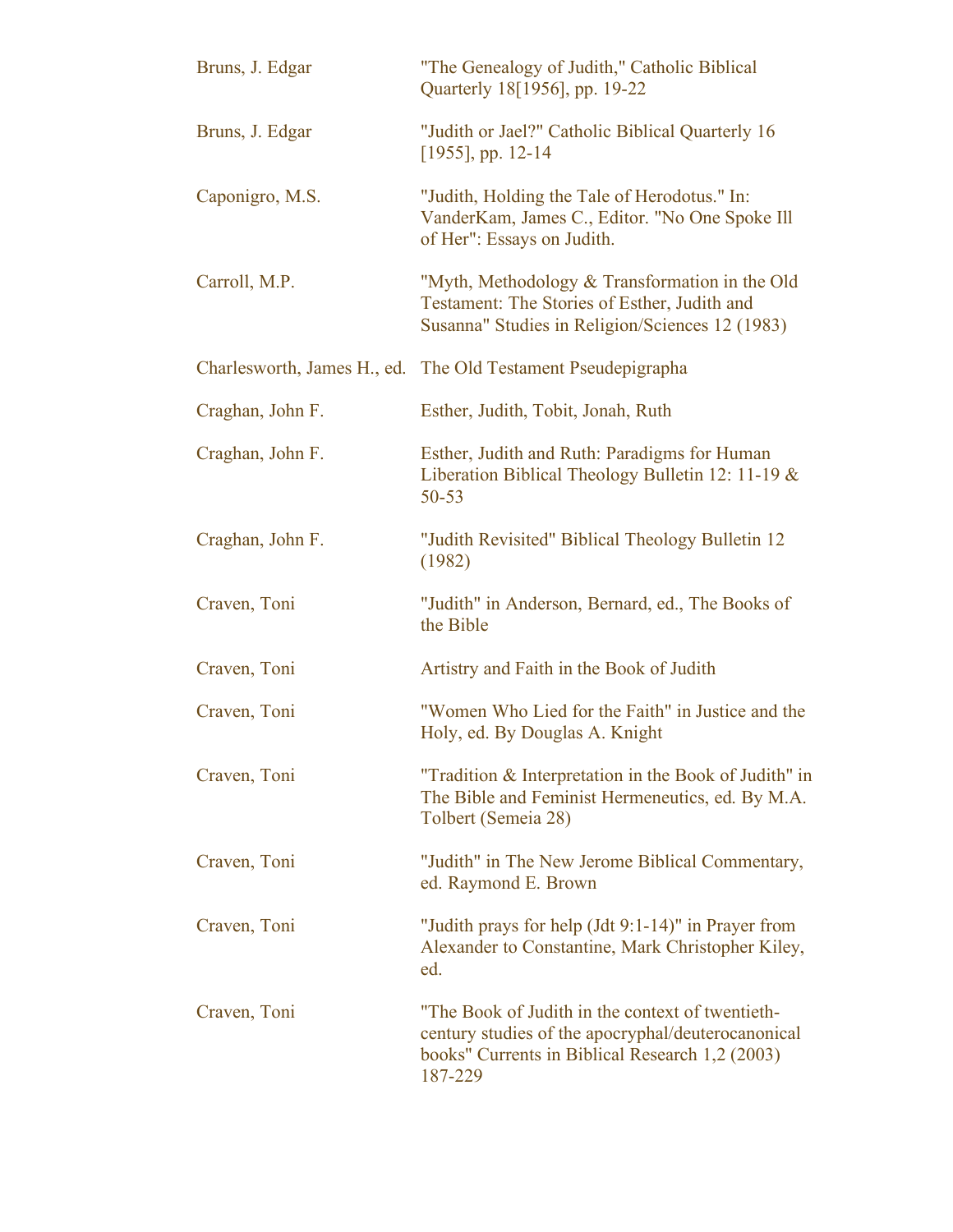| | |
|---|---|
| Bruns, J. Edgar | "The Genealogy of Judith," Catholic Biblical Quarterly 18[1956], pp. 19-22 |
| Bruns, J. Edgar | "Judith or Jael?" Catholic Biblical Quarterly 16 [1955], pp. 12-14 |
| Caponigro, M.S. | "Judith, Holding the Tale of Herodotus." In: VanderKam, James C., Editor. "No One Spoke Ill of Her": Essays on Judith. |
| Carroll, M.P. | "Myth, Methodology & Transformation in the Old Testament: The Stories of Esther, Judith and Susanna" Studies in Religion/Sciences 12 (1983) |
| Charlesworth, James H., ed. | The Old Testament Pseudepigrapha |
| Craghan, John F. | Esther, Judith, Tobit, Jonah, Ruth |
| Craghan, John F. | Esther, Judith and Ruth: Paradigms for Human Liberation Biblical Theology Bulletin 12: 11-19 & 50-53 |
| Craghan, John F. | "Judith Revisited" Biblical Theology Bulletin 12 (1982) |
| Craven, Toni | "Judith" in Anderson, Bernard, ed., The Books of the Bible |
| Craven, Toni | Artistry and Faith in the Book of Judith |
| Craven, Toni | "Women Who Lied for the Faith" in Justice and the Holy, ed. By Douglas A. Knight |
| Craven, Toni | "Tradition & Interpretation in the Book of Judith" in The Bible and Feminist Hermeneutics, ed. By M.A. Tolbert (Semeia 28) |
| Craven, Toni | "Judith" in The New Jerome Biblical Commentary, ed. Raymond E. Brown |
| Craven, Toni | "Judith prays for help (Jdt 9:1-14)" in Prayer from Alexander to Constantine, Mark Christopher Kiley, ed. |
| Craven, Toni | "The Book of Judith in the context of twentieth-century studies of the apocryphal/deuterocanonical books" Currents in Biblical Research 1,2 (2003) 187-229 |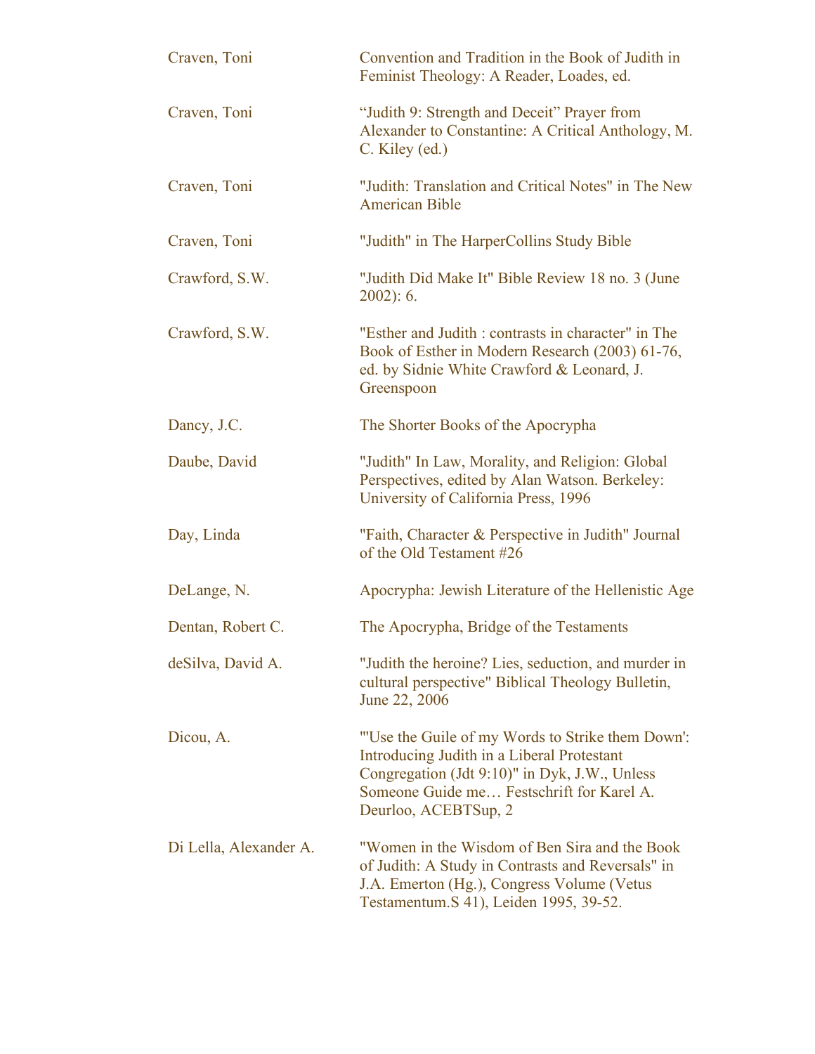| | |
|---|---|
| Craven, Toni | Convention and Tradition in the Book of Judith in Feminist Theology: A Reader, Loades, ed. |
| Craven, Toni | “Judith 9: Strength and Deceit” Prayer from Alexander to Constantine: A Critical Anthology, M. C. Kiley (ed.) |
| Craven, Toni | "Judith: Translation and Critical Notes" in The New American Bible |
| Craven, Toni | "Judith" in The HarperCollins Study Bible |
| Crawford, S.W. | "Judith Did Make It" Bible Review 18 no. 3 (June 2002): 6. |
| Crawford, S.W. | "Esther and Judith : contrasts in character" in The Book of Esther in Modern Research (2003) 61-76, ed. by Sidnie White Crawford & Leonard, J. Greenspoon |
| Dancy, J.C. | The Shorter Books of the Apocrypha |
| Daube, David | "Judith" In Law, Morality, and Religion: Global Perspectives, edited by Alan Watson. Berkeley: University of California Press, 1996 |
| Day, Linda | "Faith, Character & Perspective in Judith" Journal of the Old Testament #26 |
| DeLange, N. | Apocrypha: Jewish Literature of the Hellenistic Age |
| Dentan, Robert C. | The Apocrypha, Bridge of the Testaments |
| deSilva, David A. | "Judith the heroine? Lies, seduction, and murder in cultural perspective" Biblical Theology Bulletin, June 22, 2006 |
| Dicou, A. | "'Use the Guile of my Words to Strike them Down': Introducing Judith in a Liberal Protestant Congregation (Jdt 9:10)" in Dyk, J.W., Unless Someone Guide me… Festschrift for Karel A. Deurloo, ACEBTSup, 2 |
| Di Lella, Alexander A. | "Women in the Wisdom of Ben Sira and the Book of Judith: A Study in Contrasts and Reversals" in J.A. Emerton (Hg.), Congress Volume (Vetus Testamentum.S 41), Leiden 1995, 39-52. |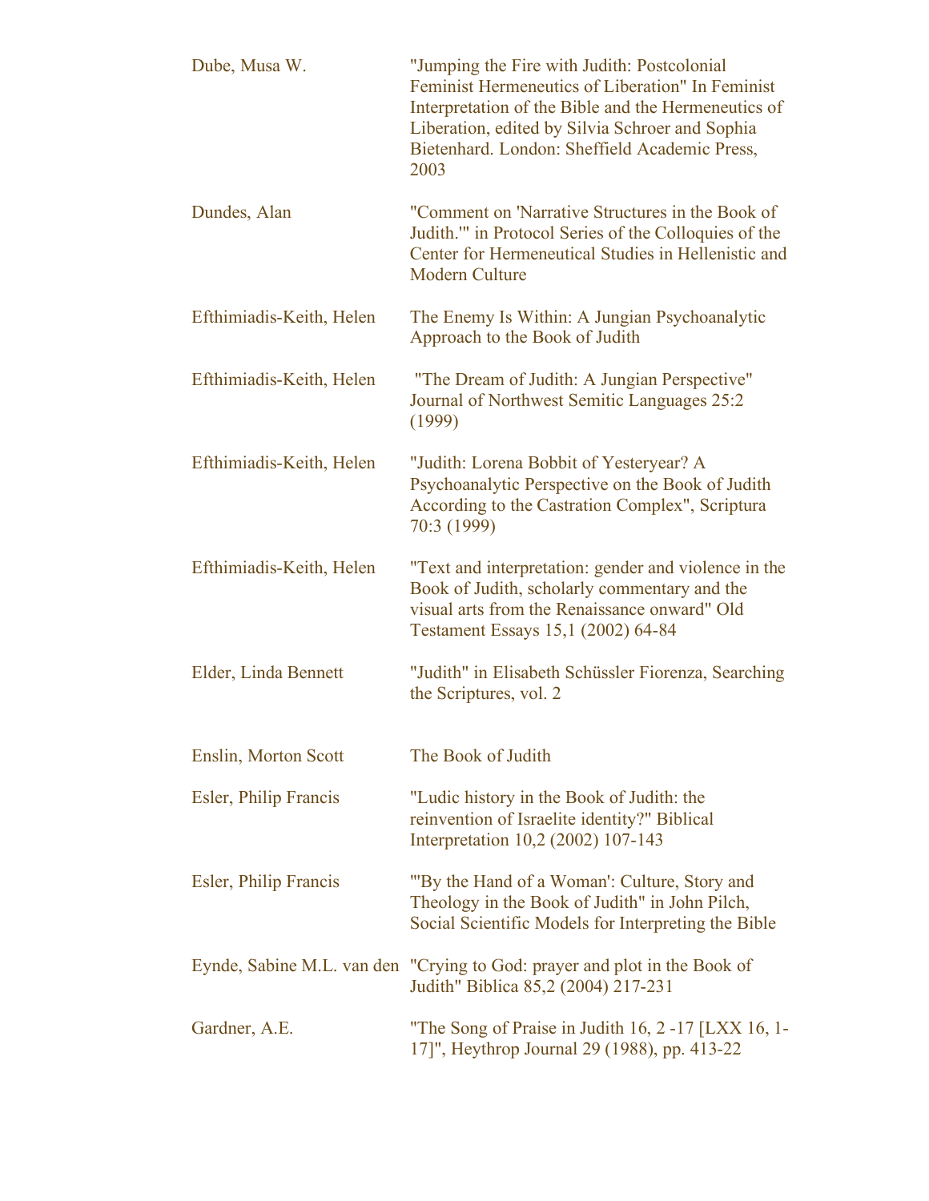| | |
|---|---|
| Dube, Musa W. | "Jumping the Fire with Judith: Postcolonial Feminist Hermeneutics of Liberation" In Feminist Interpretation of the Bible and the Hermeneutics of Liberation, edited by Silvia Schroer and Sophia Bietenhard. London: Sheffield Academic Press, 2003 |
| Dundes, Alan | "Comment on 'Narrative Structures in the Book of Judith.'" in Protocol Series of the Colloquies of the Center for Hermeneutical Studies in Hellenistic and Modern Culture |
| Efthimiadis-Keith, Helen | The Enemy Is Within: A Jungian Psychoanalytic Approach to the Book of Judith |
| Efthimiadis-Keith, Helen | "The Dream of Judith: A Jungian Perspective" Journal of Northwest Semitic Languages 25:2 (1999) |
| Efthimiadis-Keith, Helen | "Judith: Lorena Bobbit of Yesteryear? A Psychoanalytic Perspective on the Book of Judith According to the Castration Complex", Scriptura 70:3 (1999) |
| Efthimiadis-Keith, Helen | "Text and interpretation: gender and violence in the Book of Judith, scholarly commentary and the visual arts from the Renaissance onward" Old Testament Essays 15,1 (2002) 64-84 |
| Elder, Linda Bennett | "Judith" in Elisabeth Schüssler Fiorenza, Searching the Scriptures, vol. 2 |
| Enslin, Morton Scott | The Book of Judith |
| Esler, Philip Francis | "Ludic history in the Book of Judith: the reinvention of Israelite identity?" Biblical Interpretation 10,2 (2002) 107-143 |
| Esler, Philip Francis | "'By the Hand of a Woman': Culture, Story and Theology in the Book of Judith" in John Pilch, Social Scientific Models for Interpreting the Bible |
| Eynde, Sabine M.L. van den | "Crying to God: prayer and plot in the Book of Judith" Biblica 85,2 (2004) 217-231 |
| Gardner, A.E. | "The Song of Praise in Judith 16, 2 -17 [LXX 16, 1-17]", Heythrop Journal 29 (1988), pp. 413-22 |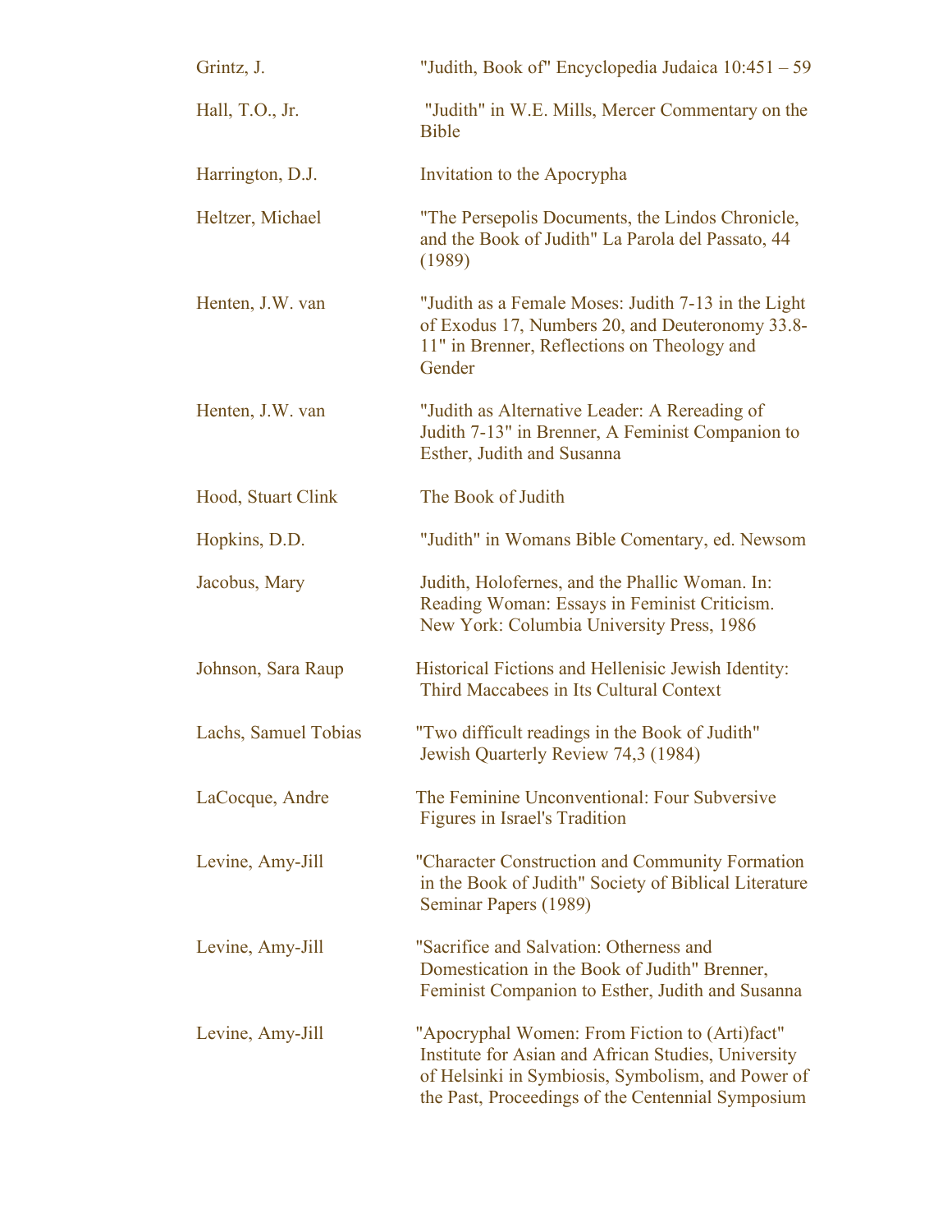| | |
|---|---|
| Grintz, J. | "Judith, Book of" Encyclopedia Judaica 10:451 – 59 |
| Hall, T.O., Jr. | "Judith" in W.E. Mills, Mercer Commentary on the Bible |
| Harrington, D.J. | Invitation to the Apocrypha |
| Heltzer, Michael | "The Persepolis Documents, the Lindos Chronicle, and the Book of Judith" La Parola del Passato, 44 (1989) |
| Henten, J.W. van | "Judith as a Female Moses: Judith 7-13 in the Light of Exodus 17, Numbers 20, and Deuteronomy 33.8-11" in Brenner, Reflections on Theology and Gender |
| Henten, J.W. van | "Judith as Alternative Leader: A Rereading of Judith 7-13" in Brenner, A Feminist Companion to Esther, Judith and Susanna |
| Hood, Stuart Clink | The Book of Judith |
| Hopkins, D.D. | "Judith" in Womans Bible Comentary, ed. Newsom |
| Jacobus, Mary | Judith, Holofernes, and the Phallic Woman. In: Reading Woman: Essays in Feminist Criticism. New York: Columbia University Press, 1986 |
| Johnson, Sara Raup | Historical Fictions and Hellenisic Jewish Identity: Third Maccabees in Its Cultural Context |
| Lachs, Samuel Tobias | "Two difficult readings in the Book of Judith" Jewish Quarterly Review 74,3 (1984) |
| LaCocque, Andre | The Feminine Unconventional: Four Subversive Figures in Israel's Tradition |
| Levine, Amy-Jill | "Character Construction and Community Formation in the Book of Judith" Society of Biblical Literature Seminar Papers (1989) |
| Levine, Amy-Jill | "Sacrifice and Salvation: Otherness and Domestication in the Book of Judith" Brenner, Feminist Companion to Esther, Judith and Susanna |
| Levine, Amy-Jill | "Apocryphal Women: From Fiction to (Arti)fact" Institute for Asian and African Studies, University of Helsinki in Symbiosis, Symbolism, and Power of the Past, Proceedings of the Centennial Symposium |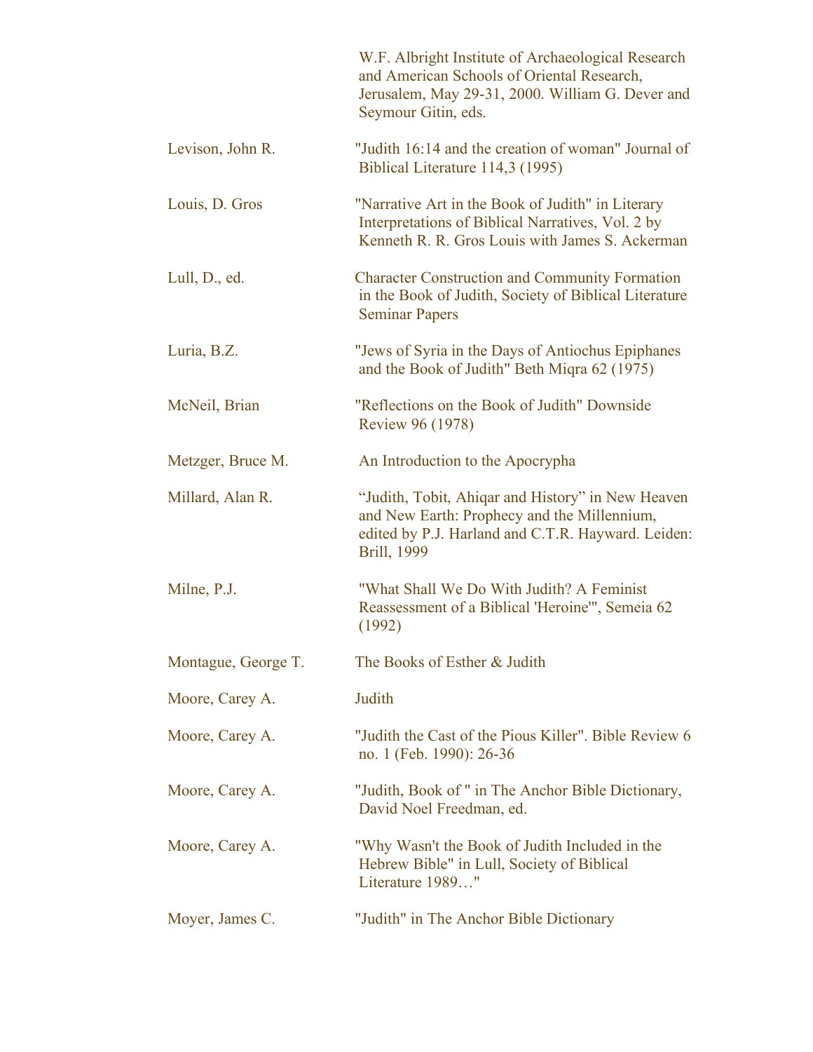| | |
|---|---|
| | W.F. Albright Institute of Archaeological Research and American Schools of Oriental Research, Jerusalem, May 29-31, 2000. William G. Dever and Seymour Gitin, eds. |
| Levison, John R. | "Judith 16:14 and the creation of woman" Journal of Biblical Literature 114,3 (1995) |
| Louis, D. Gros | "Narrative Art in the Book of Judith" in Literary Interpretations of Biblical Narratives, Vol. 2 by Kenneth R. R. Gros Louis with James S. Ackerman |
| Lull, D., ed. | Character Construction and Community Formation in the Book of Judith, Society of Biblical Literature Seminar Papers |
| Luria, B.Z. | "Jews of Syria in the Days of Antiochus Epiphanes and the Book of Judith" Beth Miqra 62 (1975) |
| McNeil, Brian | "Reflections on the Book of Judith" Downside Review 96 (1978) |
| Metzger, Bruce M. | An Introduction to the Apocrypha |
| Millard, Alan R. | "Judith, Tobit, Ahiqar and History" in New Heaven and New Earth: Prophecy and the Millennium, edited by P.J. Harland and C.T.R. Hayward. Leiden: Brill, 1999 |
| Milne, P.J. | "What Shall We Do With Judith? A Feminist Reassessment of a Biblical 'Heroine'", Semeia 62 (1992) |
| Montague, George T. | The Books of Esther & Judith |
| Moore, Carey A. | Judith |
| Moore, Carey A. | "Judith the Cast of the Pious Killer". Bible Review 6 no. 1 (Feb. 1990): 26-36 |
| Moore, Carey A. | "Judith, Book of " in The Anchor Bible Dictionary, David Noel Freedman, ed. |
| Moore, Carey A. | "Why Wasn't the Book of Judith Included in the Hebrew Bible" in Lull, Society of Biblical Literature 1989…" |
| Moyer, James C. | "Judith" in The Anchor Bible Dictionary |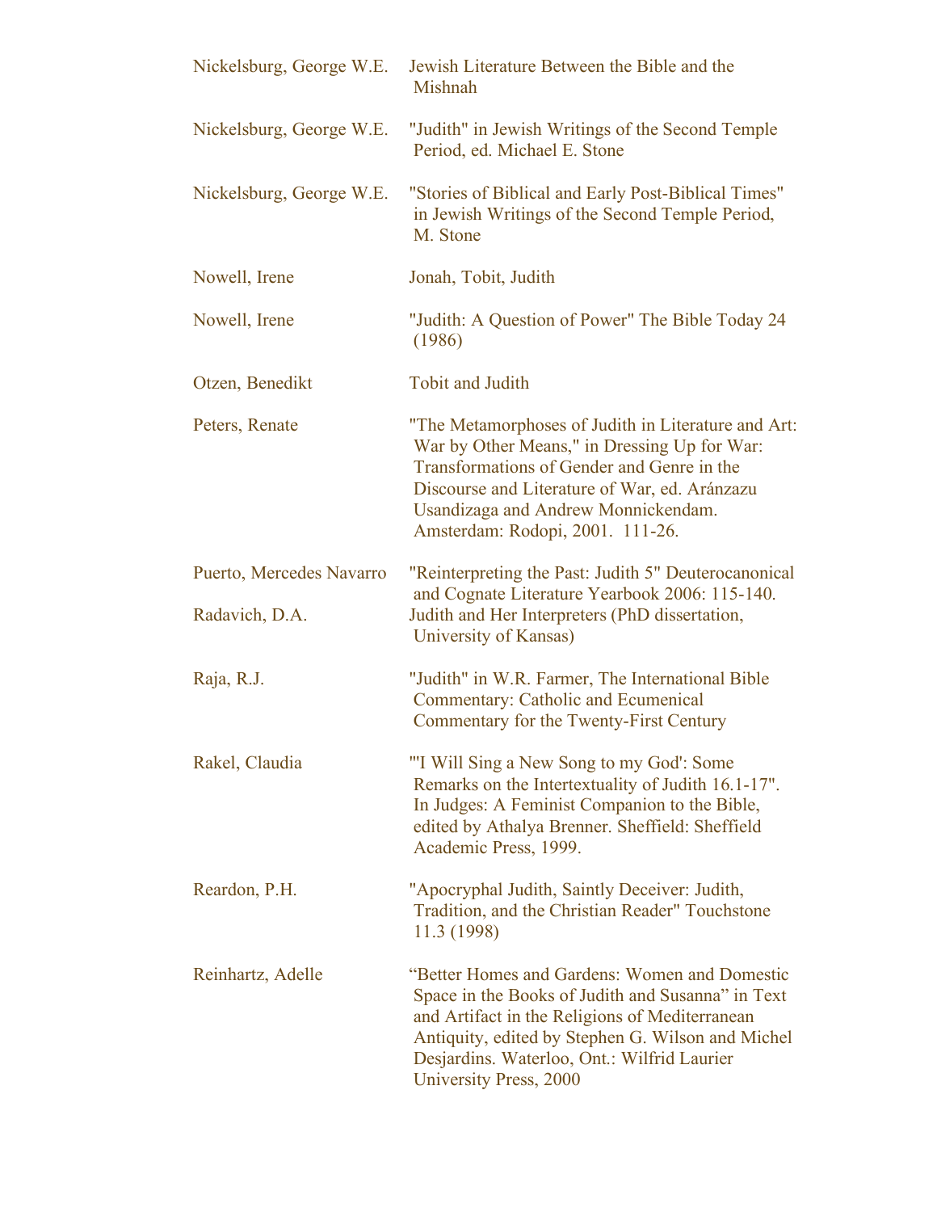| | |
|---|---|
| Nickelsburg, George W.E. | Jewish Literature Between the Bible and the Mishnah |
| Nickelsburg, George W.E. | "Judith" in Jewish Writings of the Second Temple Period, ed. Michael E. Stone |
| Nickelsburg, George W.E. | "Stories of Biblical and Early Post-Biblical Times" in Jewish Writings of the Second Temple Period, M. Stone |
| Nowell, Irene | Jonah, Tobit, Judith |
| Nowell, Irene | "Judith: A Question of Power" The Bible Today 24 (1986) |
| Otzen, Benedikt | Tobit and Judith |
| Peters, Renate | "The Metamorphoses of Judith in Literature and Art: War by Other Means," in Dressing Up for War: Transformations of Gender and Genre in the Discourse and Literature of War, ed. Aránzazu Usandizaga and Andrew Monnickendam. Amsterdam: Rodopi, 2001. 111-26. |
| Puerto, Mercedes Navarro | "Reinterpreting the Past: Judith 5" Deuterocanonical and Cognate Literature Yearbook 2006: 115-140. |
| Radavich, D.A. | Judith and Her Interpreters (PhD dissertation, University of Kansas) |
| Raja, R.J. | "Judith" in W.R. Farmer, The International Bible Commentary: Catholic and Ecumenical Commentary for the Twenty-First Century |
| Rakel, Claudia | "'I Will Sing a New Song to my God': Some Remarks on the Intertextuality of Judith 16.1-17". In Judges: A Feminist Companion to the Bible, edited by Athalya Brenner. Sheffield: Sheffield Academic Press, 1999. |
| Reardon, P.H. | "Apocryphal Judith, Saintly Deceiver: Judith, Tradition, and the Christian Reader" Touchstone 11.3 (1998) |
| Reinhartz, Adelle | "Better Homes and Gardens: Women and Domestic Space in the Books of Judith and Susanna" in Text and Artifact in the Religions of Mediterranean Antiquity, edited by Stephen G. Wilson and Michel Desjardins. Waterloo, Ont.: Wilfrid Laurier University Press, 2000 |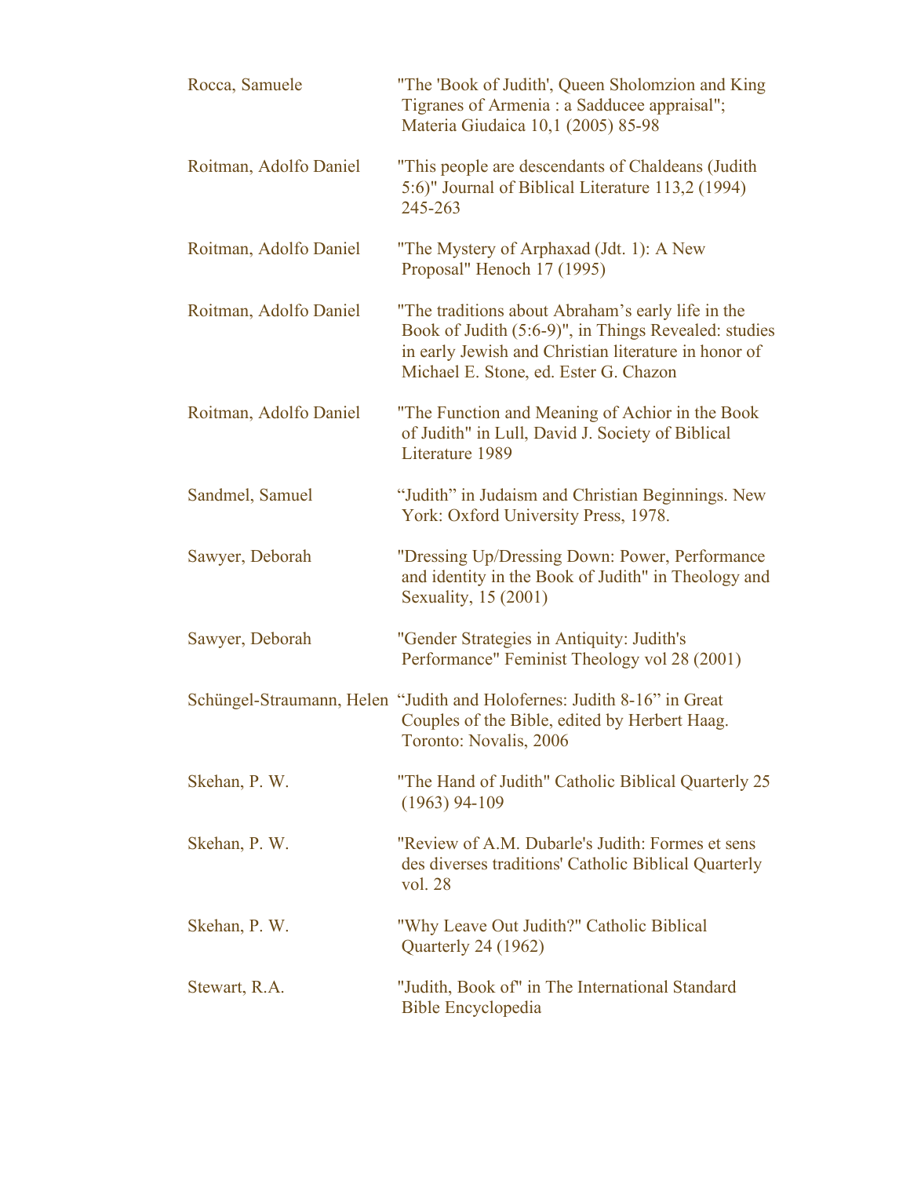| | |
|---|---|
| Rocca, Samuele | "The 'Book of Judith', Queen Sholomzion and King Tigranes of Armenia : a Sadducee appraisal"; Materia Giudaica 10,1 (2005) 85-98 |
| Roitman, Adolfo Daniel | "This people are descendants of Chaldeans (Judith 5:6)" Journal of Biblical Literature 113,2 (1994) 245-263 |
| Roitman, Adolfo Daniel | "The Mystery of Arphaxad (Jdt. 1): A New Proposal" Henoch 17 (1995) |
| Roitman, Adolfo Daniel | "The traditions about Abraham's early life in the Book of Judith (5:6-9)", in Things Revealed: studies in early Jewish and Christian literature in honor of Michael E. Stone, ed. Ester G. Chazon |
| Roitman, Adolfo Daniel | "The Function and Meaning of Achior in the Book of Judith" in Lull, David J. Society of Biblical Literature 1989 |
| Sandmel, Samuel | "Judith" in Judaism and Christian Beginnings. New York: Oxford University Press, 1978. |
| Sawyer, Deborah | "Dressing Up/Dressing Down: Power, Performance and identity in the Book of Judith" in Theology and Sexuality, 15 (2001) |
| Sawyer, Deborah | "Gender Strategies in Antiquity: Judith's Performance" Feminist Theology vol 28 (2001) |
| Schüngel-Straumann, Helen | "Judith and Holofernes: Judith 8-16" in Great Couples of the Bible, edited by Herbert Haag. Toronto: Novalis, 2006 |
| Skehan, P. W. | "The Hand of Judith" Catholic Biblical Quarterly 25 (1963) 94-109 |
| Skehan, P. W. | "Review of A.M. Dubarle's Judith: Formes et sens des diverses traditions' Catholic Biblical Quarterly vol. 28 |
| Skehan, P. W. | "Why Leave Out Judith?" Catholic Biblical Quarterly 24 (1962) |
| Stewart, R.A. | "Judith, Book of" in The International Standard Bible Encyclopedia |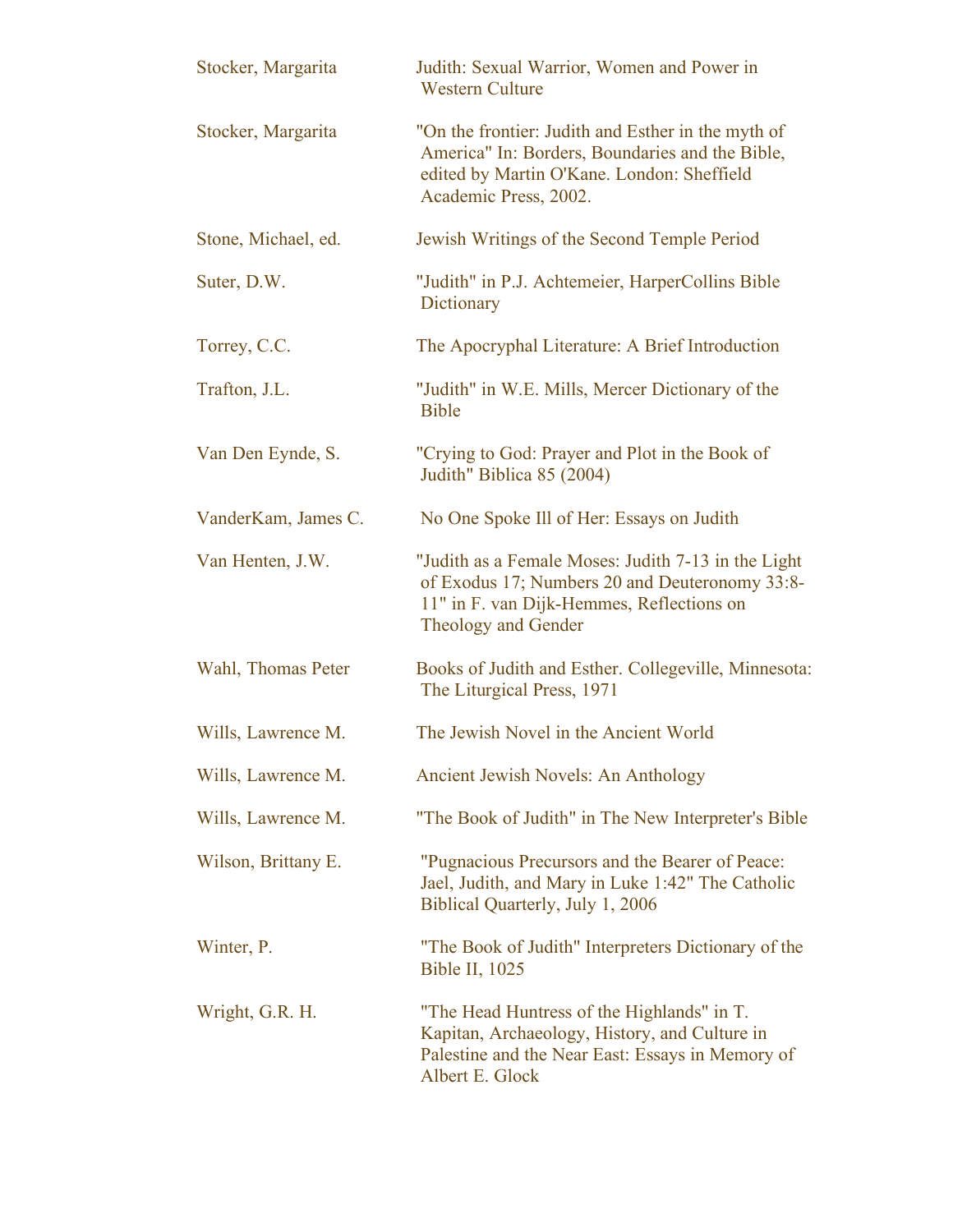| | |
|---|---|
| Stocker, Margarita | Judith: Sexual Warrior, Women and Power in Western Culture |
| Stocker, Margarita | "On the frontier: Judith and Esther in the myth of America" In: Borders, Boundaries and the Bible, edited by Martin O'Kane. London: Sheffield Academic Press, 2002. |
| Stone, Michael, ed. | Jewish Writings of the Second Temple Period |
| Suter, D.W. | "Judith" in P.J. Achtemeier, HarperCollins Bible Dictionary |
| Torrey, C.C. | The Apocryphal Literature: A Brief Introduction |
| Trafton, J.L. | "Judith" in W.E. Mills, Mercer Dictionary of the Bible |
| Van Den Eynde, S. | "Crying to God: Prayer and Plot in the Book of Judith" Biblica 85 (2004) |
| VanderKam, James C. | No One Spoke Ill of Her: Essays on Judith |
| Van Henten, J.W. | "Judith as a Female Moses: Judith 7-13 in the Light of Exodus 17; Numbers 20 and Deuteronomy 33:8-11" in F. van Dijk-Hemmes, Reflections on Theology and Gender |
| Wahl, Thomas Peter | Books of Judith and Esther. Collegeville, Minnesota: The Liturgical Press, 1971 |
| Wills, Lawrence M. | The Jewish Novel in the Ancient World |
| Wills, Lawrence M. | Ancient Jewish Novels: An Anthology |
| Wills, Lawrence M. | "The Book of Judith" in The New Interpreter's Bible |
| Wilson, Brittany E. | "Pugnacious Precursors and the Bearer of Peace: Jael, Judith, and Mary in Luke 1:42" The Catholic Biblical Quarterly, July 1, 2006 |
| Winter, P. | "The Book of Judith" Interpreters Dictionary of the Bible II, 1025 |
| Wright, G.R. H. | "The Head Huntress of the Highlands" in T. Kapitan, Archaeology, History, and Culture in Palestine and the Near East: Essays in Memory of Albert E. Glock |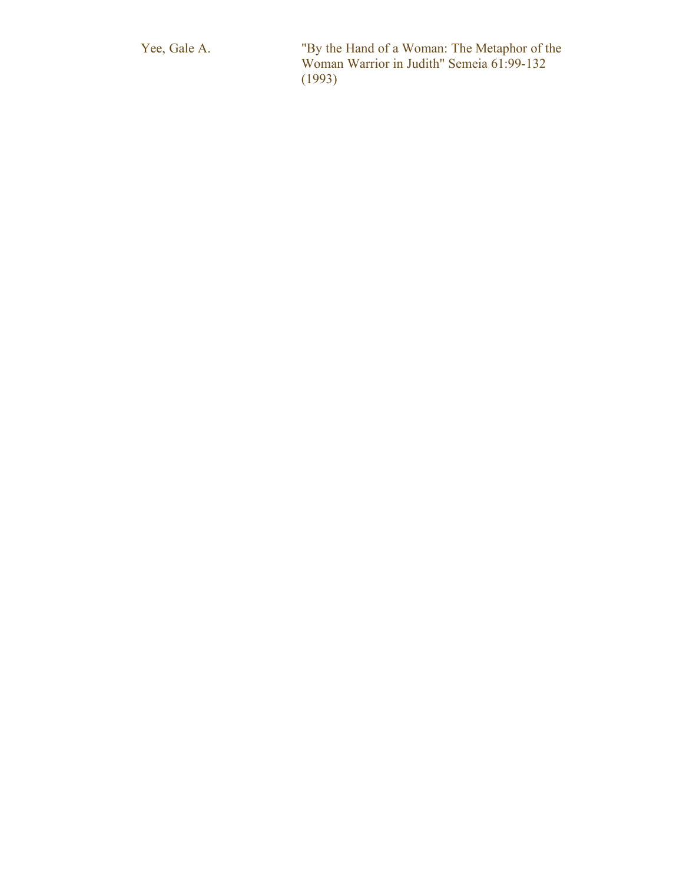Yee, Gale A. "By the Hand of a Woman: The Metaphor of the Woman Warrior in Judith" Semeia 61:99-132 (1993)